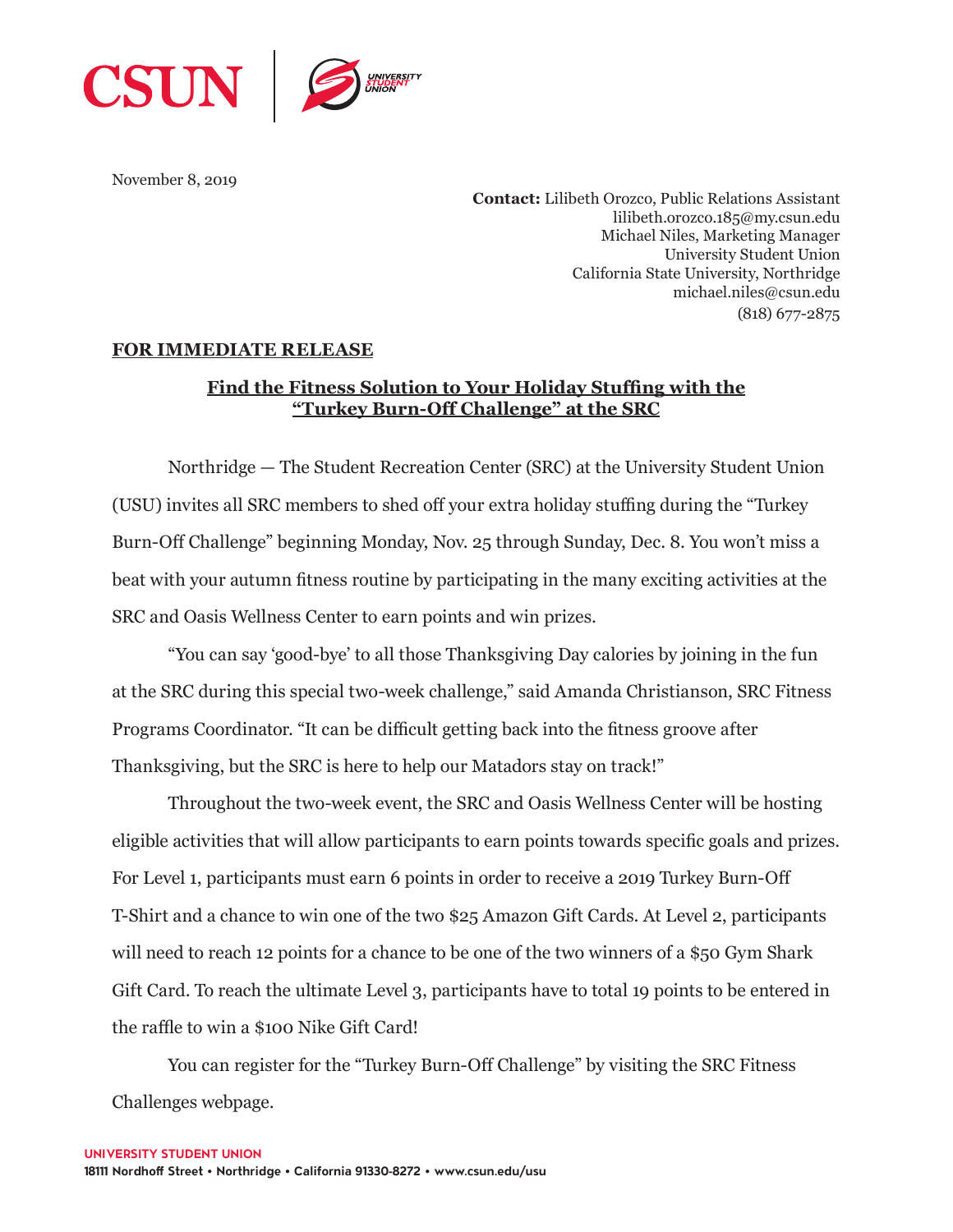CSUN | UNIVERSITY STUDENT UNION

November 8, 2019

**Contact:** Lilibeth Orozco, Public Relations Assistant
lilibeth.orozco.185@my.csun.edu
Michael Niles, Marketing Manager
University Student Union
California State University, Northridge
michael.niles@csun.edu
(818) 677-2875

**FOR IMMEDIATE RELEASE**

## Find the Fitness Solution to Your Holiday Stuffing with the "Turkey Burn-Off Challenge" at the SRC

Northridge — The Student Recreation Center (SRC) at the University Student Union (USU) invites all SRC members to shed off your extra holiday stuffing during the "Turkey Burn-Off Challenge" beginning Monday, Nov. 25 through Sunday, Dec. 8. You won't miss a beat with your autumn fitness routine by participating in the many exciting activities at the SRC and Oasis Wellness Center to earn points and win prizes.

"You can say 'good-bye' to all those Thanksgiving Day calories by joining in the fun at the SRC during this special two-week challenge," said Amanda Christianson, SRC Fitness Programs Coordinator. "It can be difficult getting back into the fitness groove after Thanksgiving, but the SRC is here to help our Matadors stay on track!"

Throughout the two-week event, the SRC and Oasis Wellness Center will be hosting eligible activities that will allow participants to earn points towards specific goals and prizes. For Level 1, participants must earn 6 points in order to receive a 2019 Turkey Burn-Off T-Shirt and a chance to win one of the two $25 Amazon Gift Cards. At Level 2, participants will need to reach 12 points for a chance to be one of the two winners of a $50 Gym Shark Gift Card. To reach the ultimate Level 3, participants have to total 19 points to be entered in the raffle to win a $100 Nike Gift Card!

You can register for the "Turkey Burn-Off Challenge" by visiting the SRC Fitness Challenges webpage.

**UNIVERSITY STUDENT UNION**
18111 Nordhoff Street • Northridge • California 91330-8272 • www.csun.edu/usu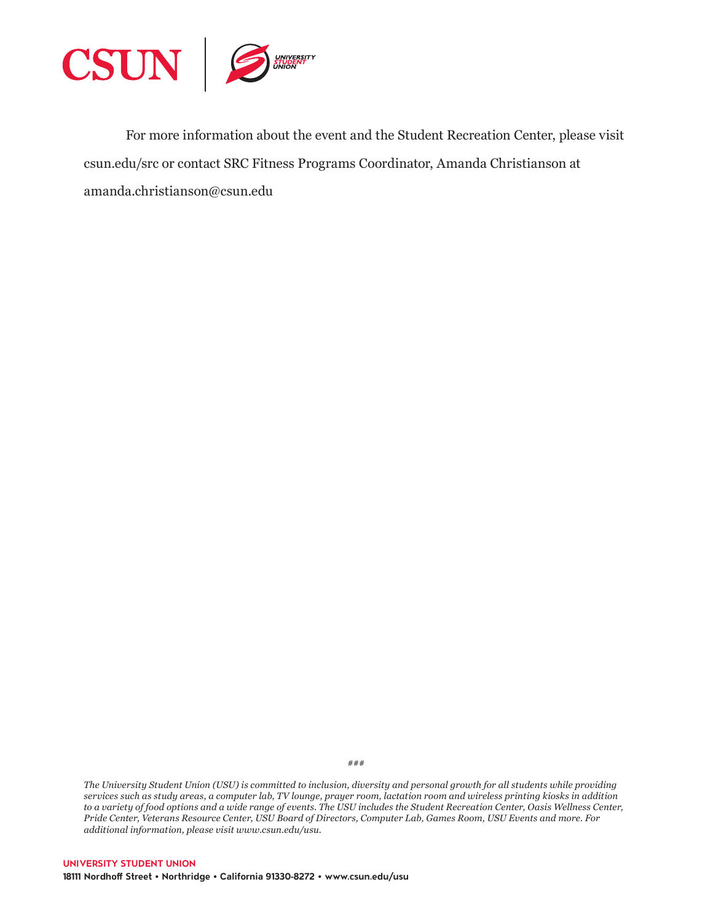For more information about the event and the Student Recreation Center, please visit csun.edu/src or contact SRC Fitness Programs Coordinator, Amanda Christianson at amanda.christianson@csun.edu

###

*The University Student Union (USU) is committed to inclusion, diversity and personal growth for all students while providing services such as study areas, a computer lab, TV lounge, prayer room, lactation room and wireless printing kiosks in addition to a variety of food options and a wide range of events. The USU includes the Student Recreation Center, Oasis Wellness Center, Pride Center, Veterans Resource Center, USU Board of Directors, Computer Lab, Games Room, USU Events and more. For additional information, please visit www.csun.edu/usu.*

**UNIVERSITY STUDENT UNION**

**18111 Nordhoff Street • Northridge • California 91330-8272 • www.csun.edu/usu**